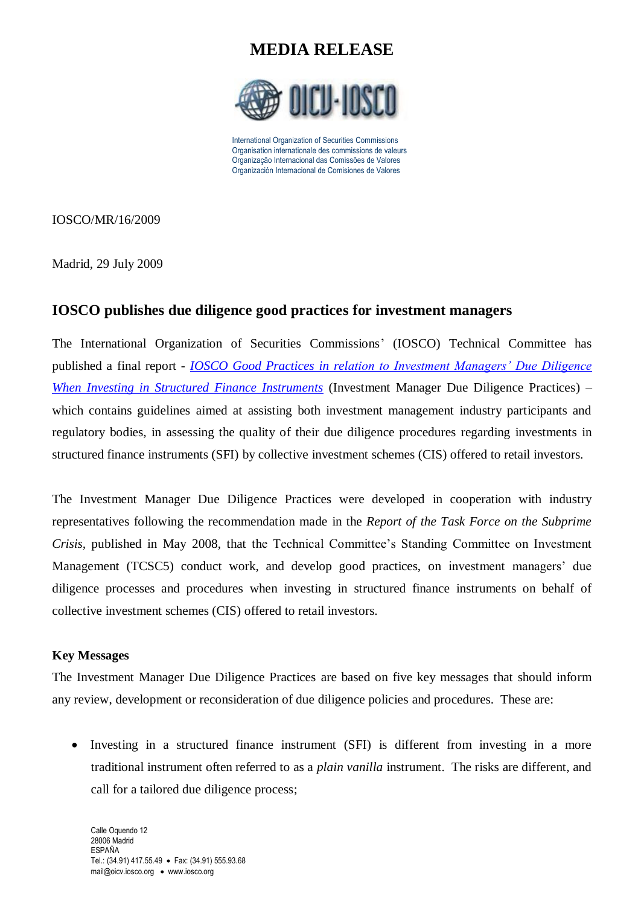# MEDIA RELEASE

International Organization of Securities Commissions
Organisation internationale des commissions de valeurs
Organização Internacional das Comissões de Valores
Organización Internacional de Comisiones de Valores

IOSCO/MR/16/2009

Madrid, 29 July 2009

## IOSCO publishes due diligence good practices for investment managers

The International Organization of Securities Commissions' (IOSCO) Technical Committee has published a final report - *IOSCO Good Practices in relation to Investment Managers' Due Diligence When Investing in Structured Finance Instruments* (Investment Manager Due Diligence Practices) – which contains guidelines aimed at assisting both investment management industry participants and regulatory bodies, in assessing the quality of their due diligence procedures regarding investments in structured finance instruments (SFI) by collective investment schemes (CIS) offered to retail investors.

The Investment Manager Due Diligence Practices were developed in cooperation with industry representatives following the recommendation made in the *Report of the Task Force on the Subprime Crisis*, published in May 2008, that the Technical Committee's Standing Committee on Investment Management (TCSC5) conduct work, and develop good practices, on investment managers' due diligence processes and procedures when investing in structured finance instruments on behalf of collective investment schemes (CIS) offered to retail investors.

**Key Messages**

The Investment Manager Due Diligence Practices are based on five key messages that should inform any review, development or reconsideration of due diligence policies and procedures. These are:

- Investing in a structured finance instrument (SFI) is different from investing in a more traditional instrument often referred to as a *plain vanilla* instrument. The risks are different, and call for a tailored due diligence process;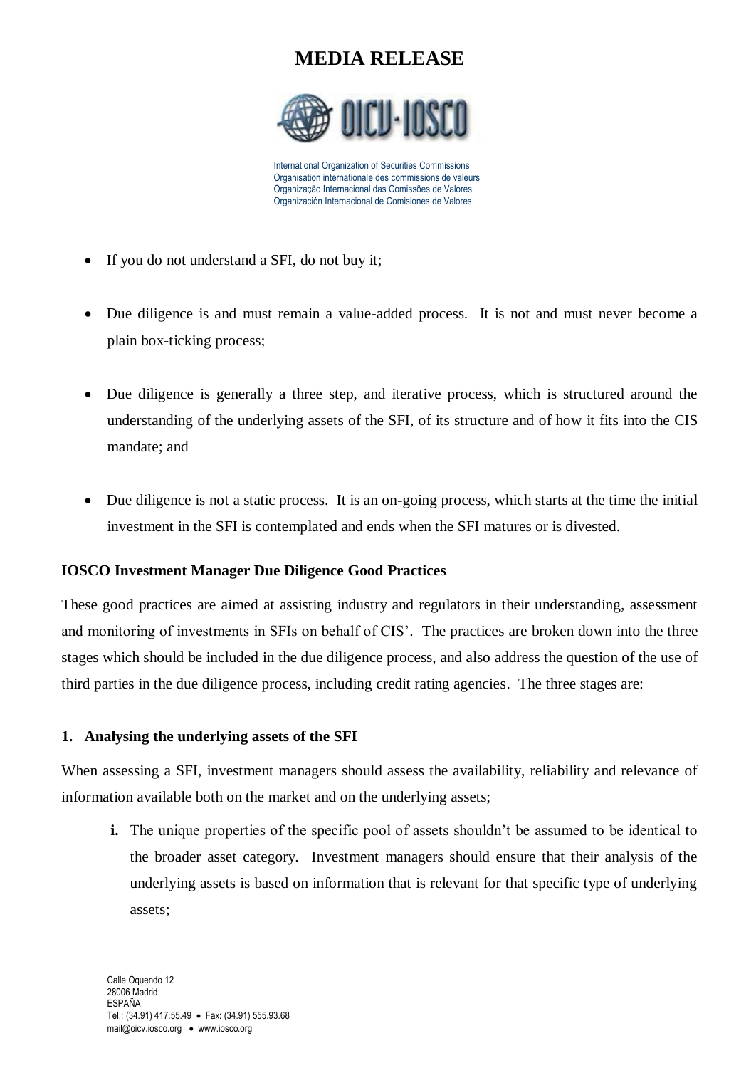- If you do not understand a SFI, do not buy it;

- Due diligence is and must remain a value-added process. It is not and must never become a plain box-ticking process;

- Due diligence is generally a three step, and iterative process, which is structured around the understanding of the underlying assets of the SFI, of its structure and of how it fits into the CIS mandate; and

- Due diligence is not a static process. It is an on-going process, which starts at the time the initial investment in the SFI is contemplated and ends when the SFI matures or is divested.

**IOSCO Investment Manager Due Diligence Good Practices**

These good practices are aimed at assisting industry and regulators in their understanding, assessment and monitoring of investments in SFIs on behalf of CIS'. The practices are broken down into the three stages which should be included in the due diligence process, and also address the question of the use of third parties in the due diligence process, including credit rating agencies. The three stages are:

**1. Analysing the underlying assets of the SFI**

When assessing a SFI, investment managers should assess the availability, reliability and relevance of information available both on the market and on the underlying assets;

**i.** The unique properties of the specific pool of assets shouldn't be assumed to be identical to the broader asset category. Investment managers should ensure that their analysis of the underlying assets is based on information that is relevant for that specific type of underlying assets;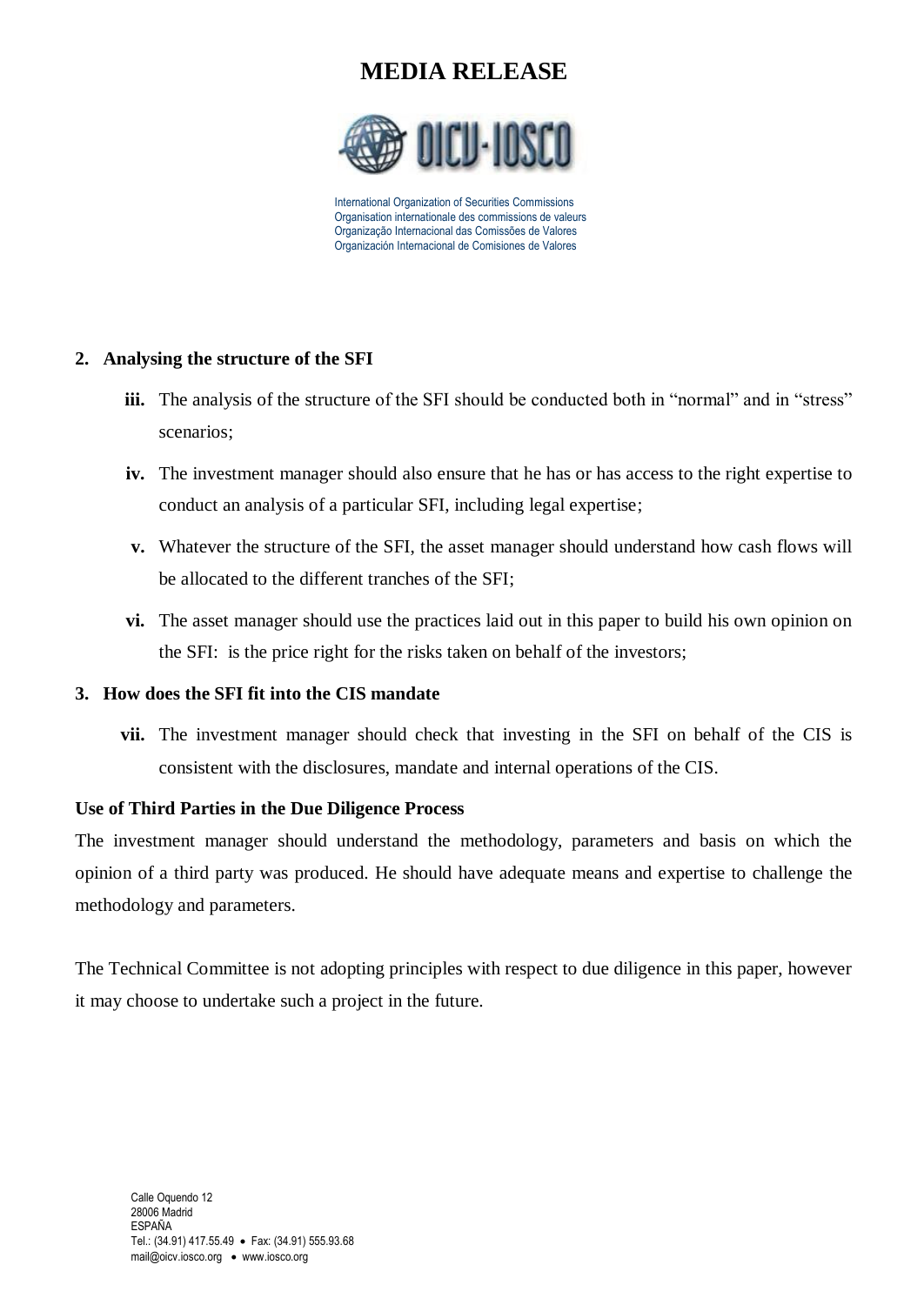# MEDIA RELEASE

International Organization of Securities Commissions
Organisation internationale des commissions de valeurs
Organização Internacional das Comissões de Valores
Organización Internacional de Comisiones de Valores

**2. Analysing the structure of the SFI**

- **iii.** The analysis of the structure of the SFI should be conducted both in "normal" and in "stress" scenarios;
- **iv.** The investment manager should also ensure that he has or has access to the right expertise to conduct an analysis of a particular SFI, including legal expertise;
- **v.** Whatever the structure of the SFI, the asset manager should understand how cash flows will be allocated to the different tranches of the SFI;
- **vi.** The asset manager should use the practices laid out in this paper to build his own opinion on the SFI: is the price right for the risks taken on behalf of the investors;

**3. How does the SFI fit into the CIS mandate**

- **vii.** The investment manager should check that investing in the SFI on behalf of the CIS is consistent with the disclosures, mandate and internal operations of the CIS.

**Use of Third Parties in the Due Diligence Process**

The investment manager should understand the methodology, parameters and basis on which the opinion of a third party was produced. He should have adequate means and expertise to challenge the methodology and parameters.

The Technical Committee is not adopting principles with respect to due diligence in this paper, however it may choose to undertake such a project in the future.

Calle Oquendo 12
28006 Madrid
ESPAÑA
Tel.: (34.91) 417.55.49 • Fax: (34.91) 555.93.68
mail@oicv.iosco.org • www.iosco.org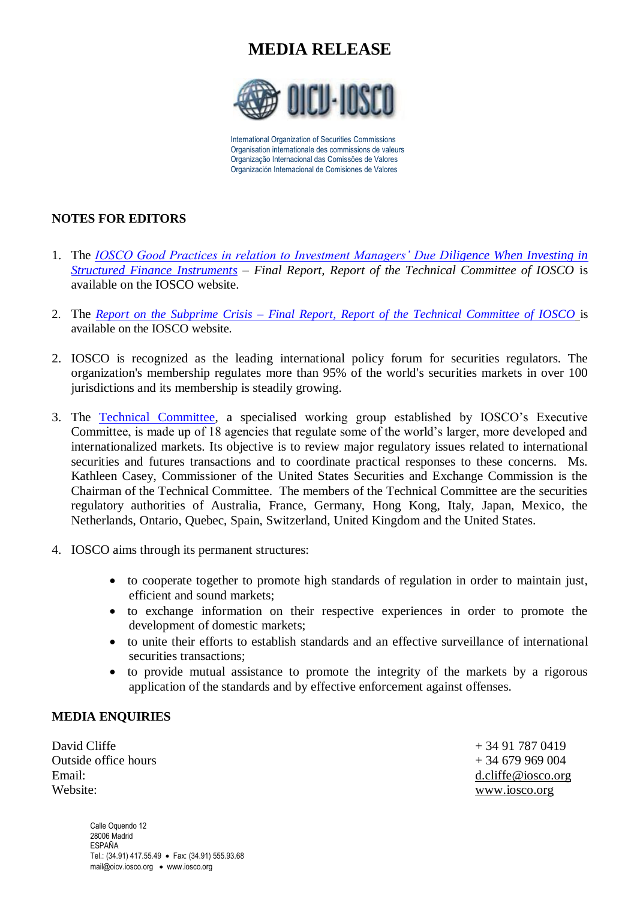# MEDIA RELEASE

International Organization of Securities Commissions
Organisation internationale des commissions de valeurs
Organização Internacional das Comissões de Valores
Organización Internacional de Comisiones de Valores

## NOTES FOR EDITORS

1. The *IOSCO Good Practices in relation to Investment Managers' Due Diligence When Investing in Structured Finance Instruments – Final Report, Report of the Technical Committee of IOSCO* is available on the IOSCO website.

2. The *Report on the Subprime Crisis – Final Report, Report of the Technical Committee of IOSCO* is available on the IOSCO website.

2. IOSCO is recognized as the leading international policy forum for securities regulators. The organization's membership regulates more than 95% of the world's securities markets in over 100 jurisdictions and its membership is steadily growing.

3. The Technical Committee, a specialised working group established by IOSCO's Executive Committee, is made up of 18 agencies that regulate some of the world's larger, more developed and internationalized markets. Its objective is to review major regulatory issues related to international securities and futures transactions and to coordinate practical responses to these concerns. Ms. Kathleen Casey, Commissioner of the United States Securities and Exchange Commission is the Chairman of the Technical Committee. The members of the Technical Committee are the securities regulatory authorities of Australia, France, Germany, Hong Kong, Italy, Japan, Mexico, the Netherlands, Ontario, Quebec, Spain, Switzerland, United Kingdom and the United States.

4. IOSCO aims through its permanent structures:

   - to cooperate together to promote high standards of regulation in order to maintain just, efficient and sound markets;
   - to exchange information on their respective experiences in order to promote the development of domestic markets;
   - to unite their efforts to establish standards and an effective surveillance of international securities transactions;
   - to provide mutual assistance to promote the integrity of the markets by a rigorous application of the standards and by effective enforcement against offenses.

## MEDIA ENQUIRIES

| | |
|---|---|
| David Cliffe | + 34 91 787 0419 |
| Outside office hours | + 34 679 969 004 |
| Email: | d.cliffe@iosco.org |
| Website: | www.iosco.org |

Calle Oquendo 12
28006 Madrid
ESPAÑA
Tel.: (34.91) 417.55.49 • Fax: (34.91) 555.93.68
mail@oicv.iosco.org • www.iosco.org